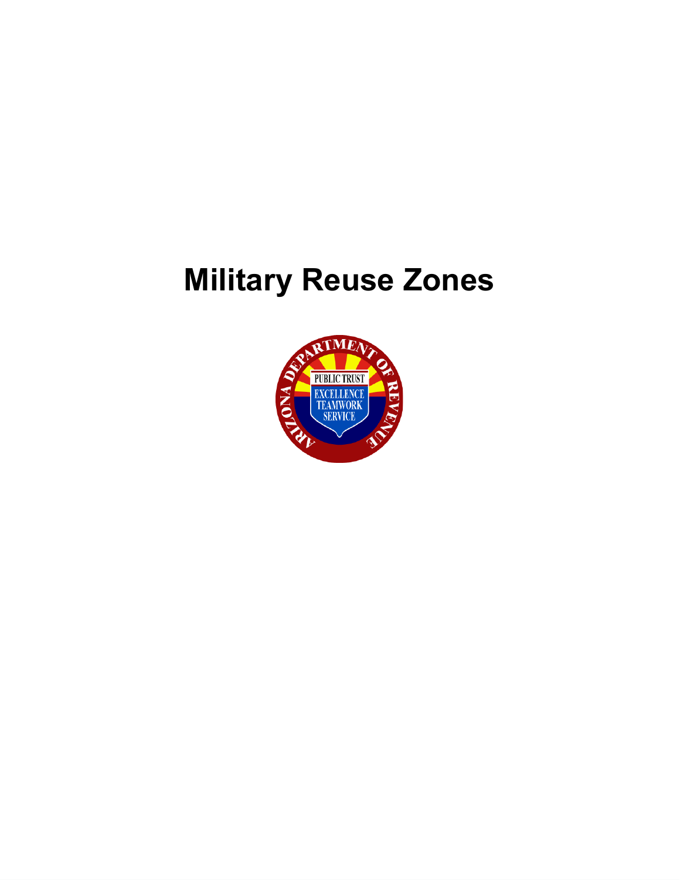# Military Reuse Zones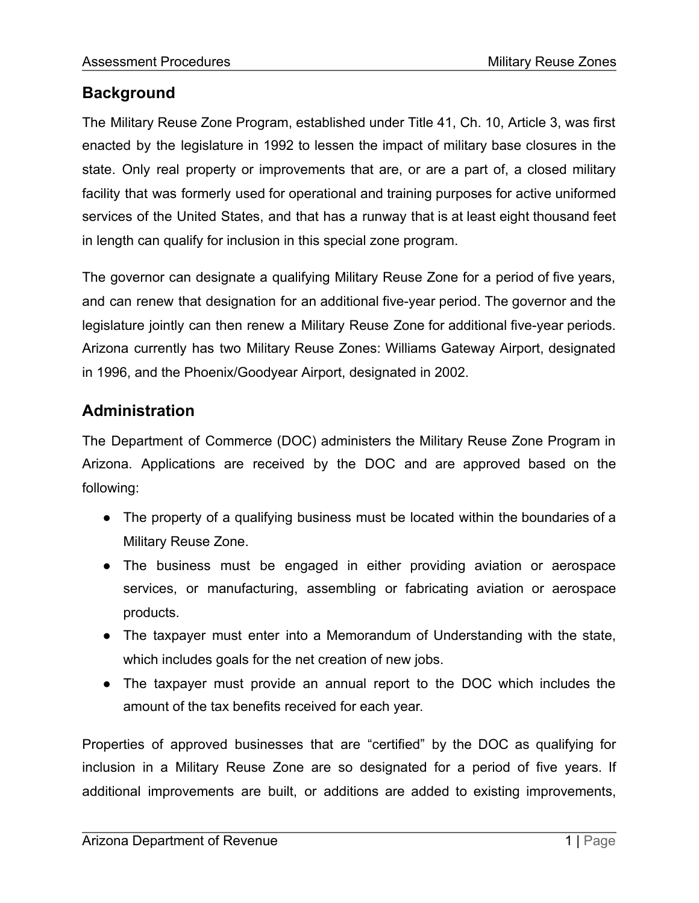## Background

The Military Reuse Zone Program, established under Title 41, Ch. 10, Article 3, was first enacted by the legislature in 1992 to lessen the impact of military base closures in the state. Only real property or improvements that are, or are a part of, a closed military facility that was formerly used for operational and training purposes for active uniformed services of the United States, and that has a runway that is at least eight thousand feet in length can qualify for inclusion in this special zone program.

The governor can designate a qualifying Military Reuse Zone for a period of five years, and can renew that designation for an additional five-year period. The governor and the legislature jointly can then renew a Military Reuse Zone for additional five-year periods. Arizona currently has two Military Reuse Zones: Williams Gateway Airport, designated in 1996, and the Phoenix/Goodyear Airport, designated in 2002.

## Administration

The Department of Commerce (DOC) administers the Military Reuse Zone Program in Arizona. Applications are received by the DOC and are approved based on the following:

- The property of a qualifying business must be located within the boundaries of a Military Reuse Zone.
- The business must be engaged in either providing aviation or aerospace services, or manufacturing, assembling or fabricating aviation or aerospace products.
- The taxpayer must enter into a Memorandum of Understanding with the state, which includes goals for the net creation of new jobs.
- The taxpayer must provide an annual report to the DOC which includes the amount of the tax benefits received for each year.

Properties of approved businesses that are "certified" by the DOC as qualifying for inclusion in a Military Reuse Zone are so designated for a period of five years. If additional improvements are built, or additions are added to existing improvements,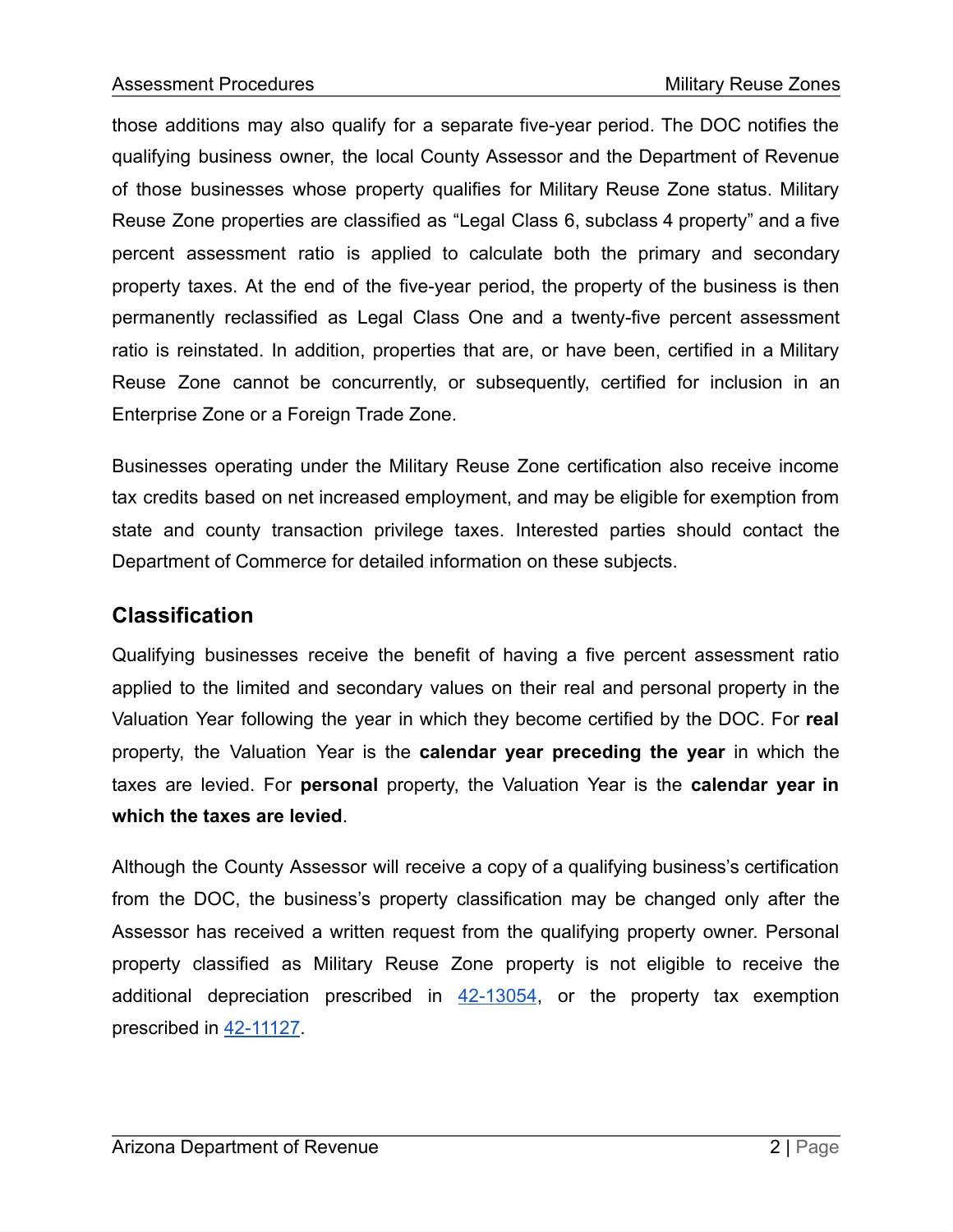those additions may also qualify for a separate five-year period. The DOC notifies the qualifying business owner, the local County Assessor and the Department of Revenue of those businesses whose property qualifies for Military Reuse Zone status. Military Reuse Zone properties are classified as “Legal Class 6, subclass 4 property” and a five percent assessment ratio is applied to calculate both the primary and secondary property taxes. At the end of the five-year period, the property of the business is then permanently reclassified as Legal Class One and a twenty-five percent assessment ratio is reinstated. In addition, properties that are, or have been, certified in a Military Reuse Zone cannot be concurrently, or subsequently, certified for inclusion in an Enterprise Zone or a Foreign Trade Zone.

Businesses operating under the Military Reuse Zone certification also receive income tax credits based on net increased employment, and may be eligible for exemption from state and county transaction privilege taxes. Interested parties should contact the Department of Commerce for detailed information on these subjects.

## Classification

Qualifying businesses receive the benefit of having a five percent assessment ratio applied to the limited and secondary values on their real and personal property in the Valuation Year following the year in which they become certified by the DOC. For **real** property, the Valuation Year is the **calendar year preceding the year** in which the taxes are levied. For **personal** property, the Valuation Year is the **calendar year in which the taxes are levied**.

Although the County Assessor will receive a copy of a qualifying business’s certification from the DOC, the business’s property classification may be changed only after the Assessor has received a written request from the qualifying property owner. Personal property classified as Military Reuse Zone property is not eligible to receive the additional depreciation prescribed in 42-13054, or the property tax exemption prescribed in 42-11127.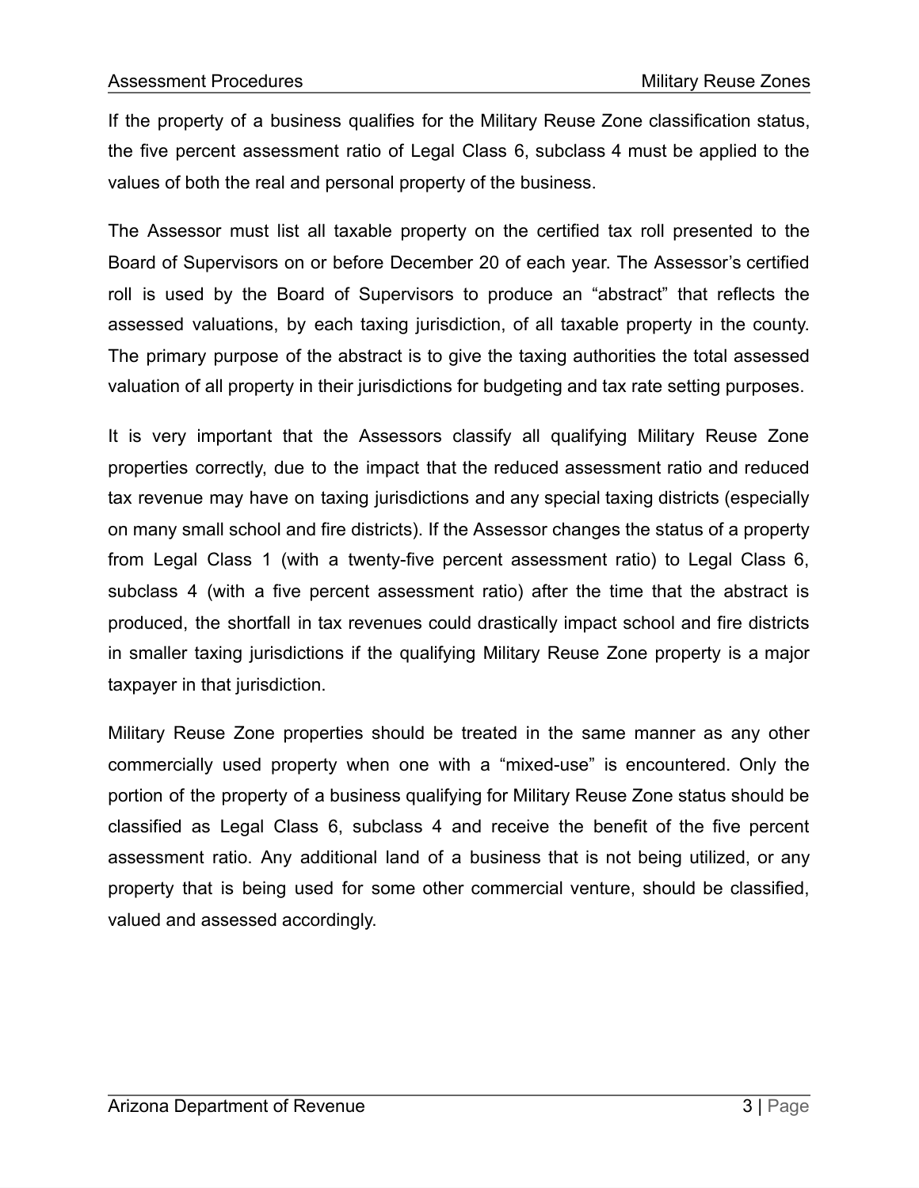If the property of a business qualifies for the Military Reuse Zone classification status, the five percent assessment ratio of Legal Class 6, subclass 4 must be applied to the values of both the real and personal property of the business.

The Assessor must list all taxable property on the certified tax roll presented to the Board of Supervisors on or before December 20 of each year. The Assessor's certified roll is used by the Board of Supervisors to produce an "abstract" that reflects the assessed valuations, by each taxing jurisdiction, of all taxable property in the county. The primary purpose of the abstract is to give the taxing authorities the total assessed valuation of all property in their jurisdictions for budgeting and tax rate setting purposes.

It is very important that the Assessors classify all qualifying Military Reuse Zone properties correctly, due to the impact that the reduced assessment ratio and reduced tax revenue may have on taxing jurisdictions and any special taxing districts (especially on many small school and fire districts). If the Assessor changes the status of a property from Legal Class 1 (with a twenty-five percent assessment ratio) to Legal Class 6, subclass 4 (with a five percent assessment ratio) after the time that the abstract is produced, the shortfall in tax revenues could drastically impact school and fire districts in smaller taxing jurisdictions if the qualifying Military Reuse Zone property is a major taxpayer in that jurisdiction.

Military Reuse Zone properties should be treated in the same manner as any other commercially used property when one with a "mixed-use" is encountered. Only the portion of the property of a business qualifying for Military Reuse Zone status should be classified as Legal Class 6, subclass 4 and receive the benefit of the five percent assessment ratio. Any additional land of a business that is not being utilized, or any property that is being used for some other commercial venture, should be classified, valued and assessed accordingly.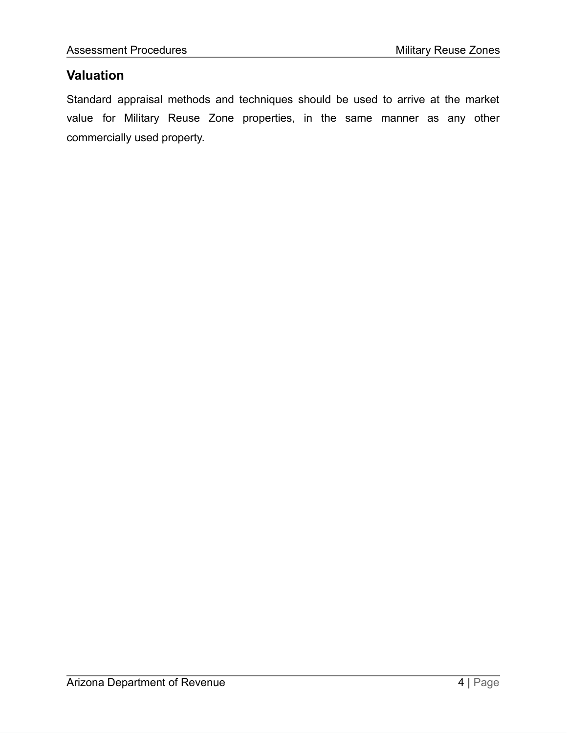## Valuation

Standard appraisal methods and techniques should be used to arrive at the market value for Military Reuse Zone properties, in the same manner as any other commercially used property.